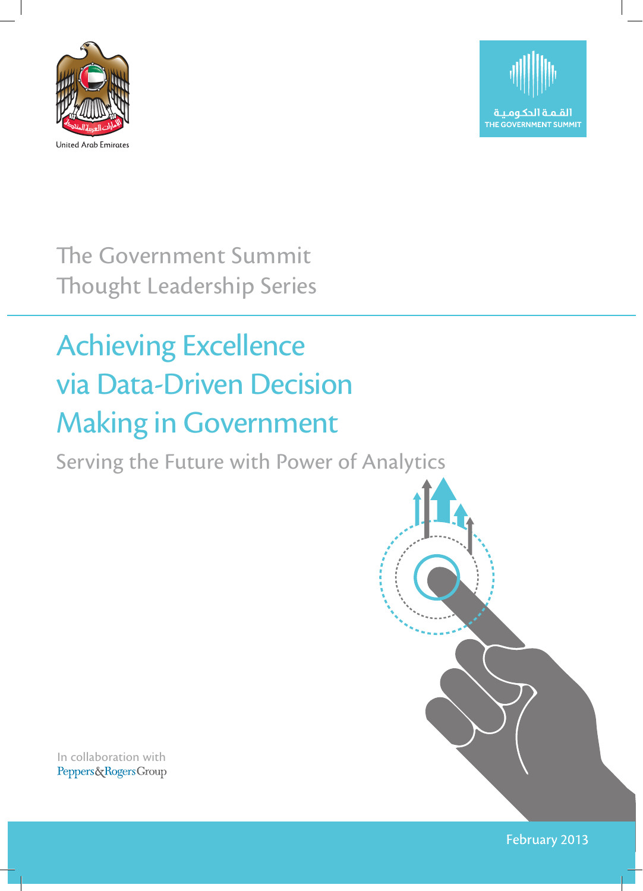United Arab Emirates

القمة الحكومية
THE GOVERNMENT SUMMIT

The Government Summit
Thought Leadership Series

# Achieving Excellence via Data-Driven Decision Making in Government

## Serving the Future with Power of Analytics

In collaboration with
Peppers&Rogers Group

February 2013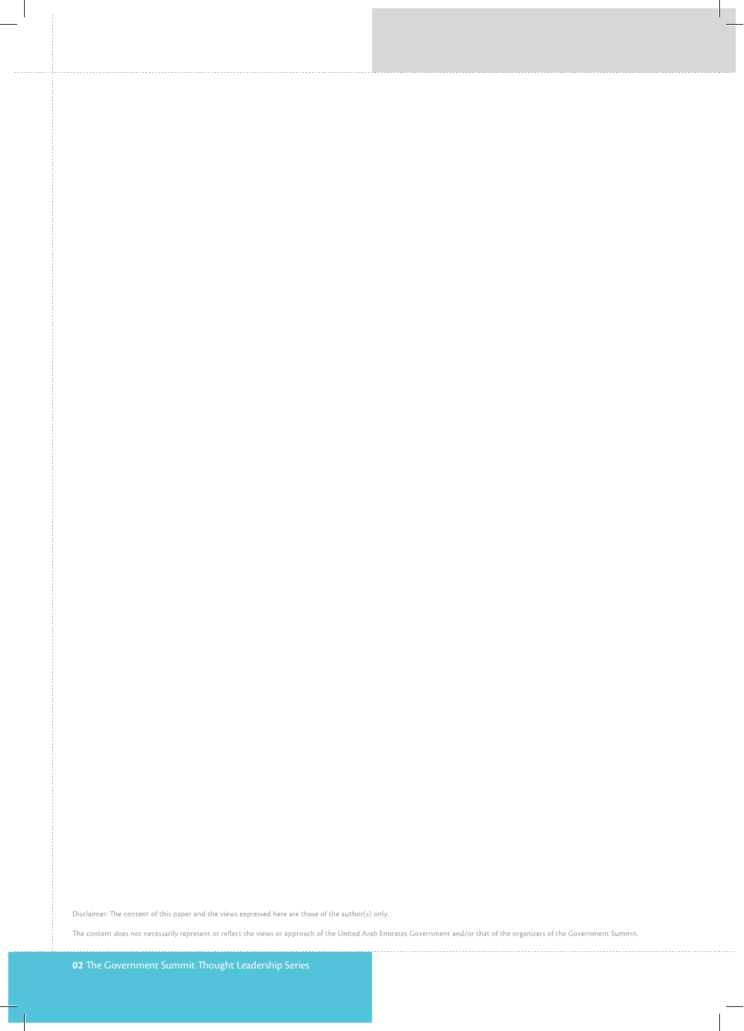Disclaimer: The content of this paper and the views expressed here are those of the author(s) only.

The content does not necessarily represent or reflect the views or approach of the United Arab Emirates Government and/or that of the organizers of the Government Summit.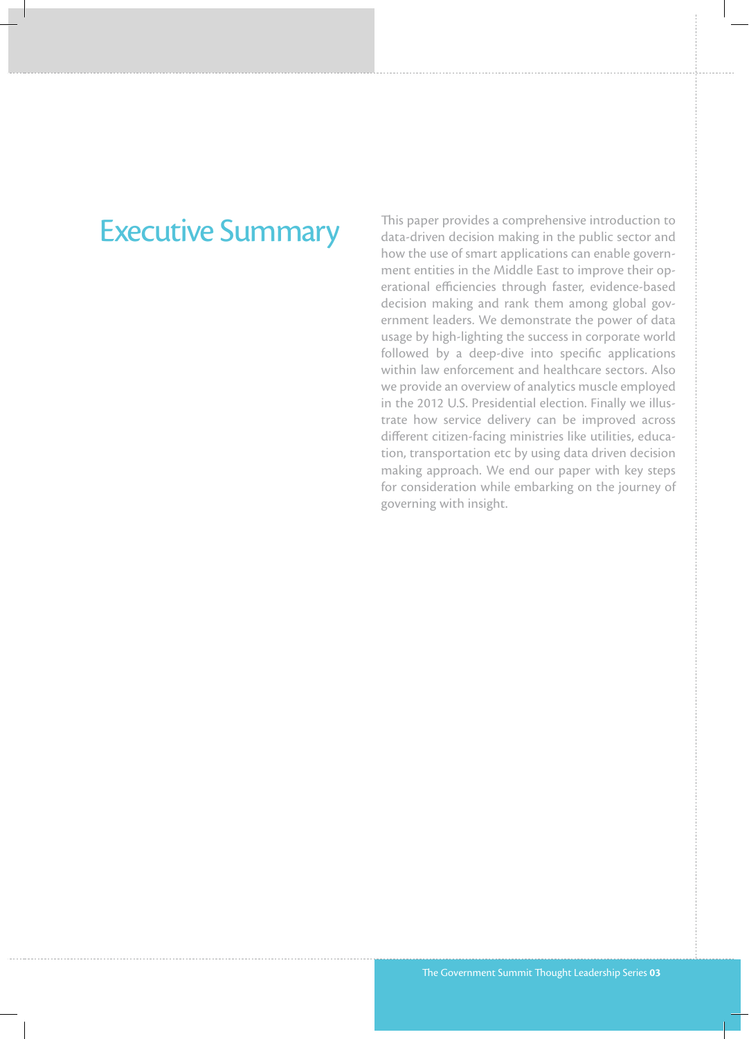# Executive Summary

This paper provides a comprehensive introduction to data-driven decision making in the public sector and how the use of smart applications can enable government entities in the Middle East to improve their operational efficiencies through faster, evidence-based decision making and rank them among global government leaders. We demonstrate the power of data usage by high-lighting the success in corporate world followed by a deep-dive into specific applications within law enforcement and healthcare sectors. Also we provide an overview of analytics muscle employed in the 2012 U.S. Presidential election. Finally we illustrate how service delivery can be improved across different citizen-facing ministries like utilities, education, transportation etc by using data driven decision making approach. We end our paper with key steps for consideration while embarking on the journey of governing with insight.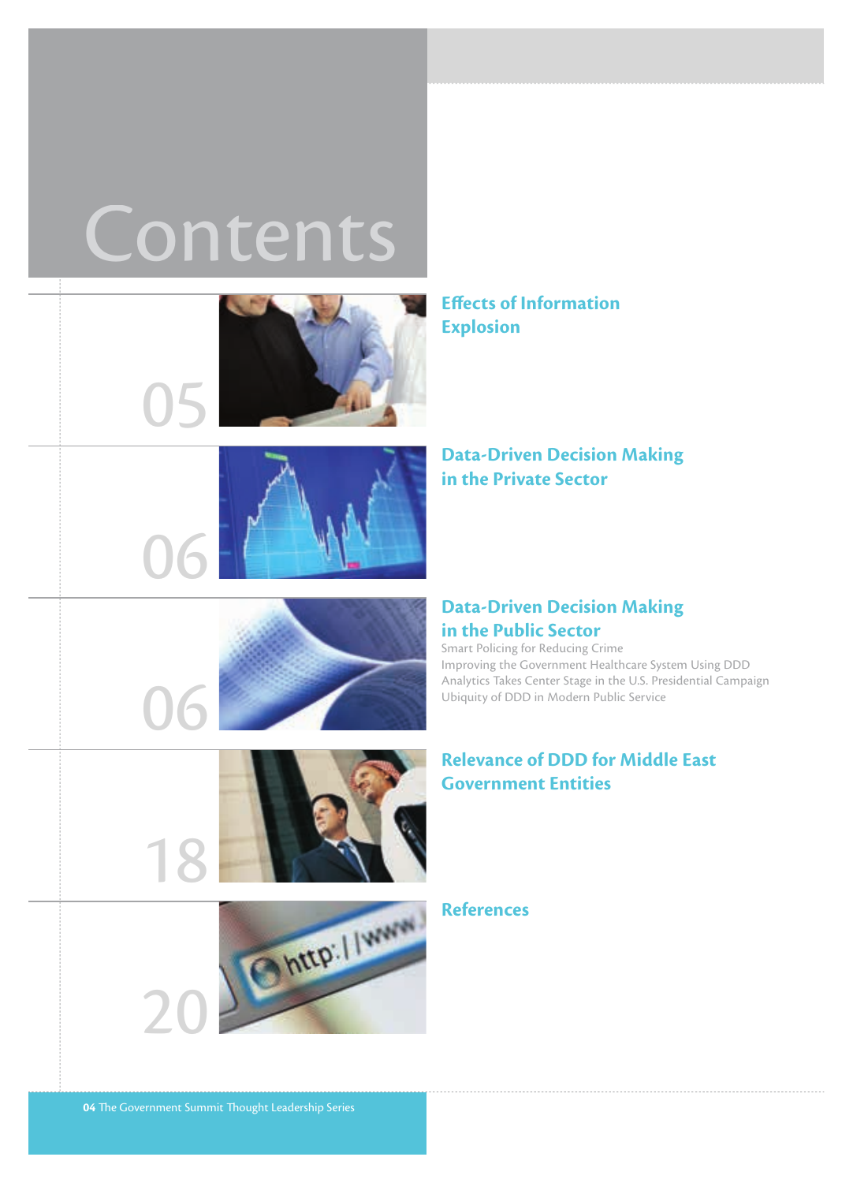# Contents

05 **Effects of Information Explosion**

06 **Data-Driven Decision Making in the Private Sector**

06 **Data-Driven Decision Making in the Public Sector**

- Smart Policing for Reducing Crime
- Improving the Government Healthcare System Using DDD
- Analytics Takes Center Stage in the U.S. Presidential Campaign
- Ubiquity of DDD in Modern Public Service

18 **Relevance of DDD for Middle East Government Entities**

20 **References**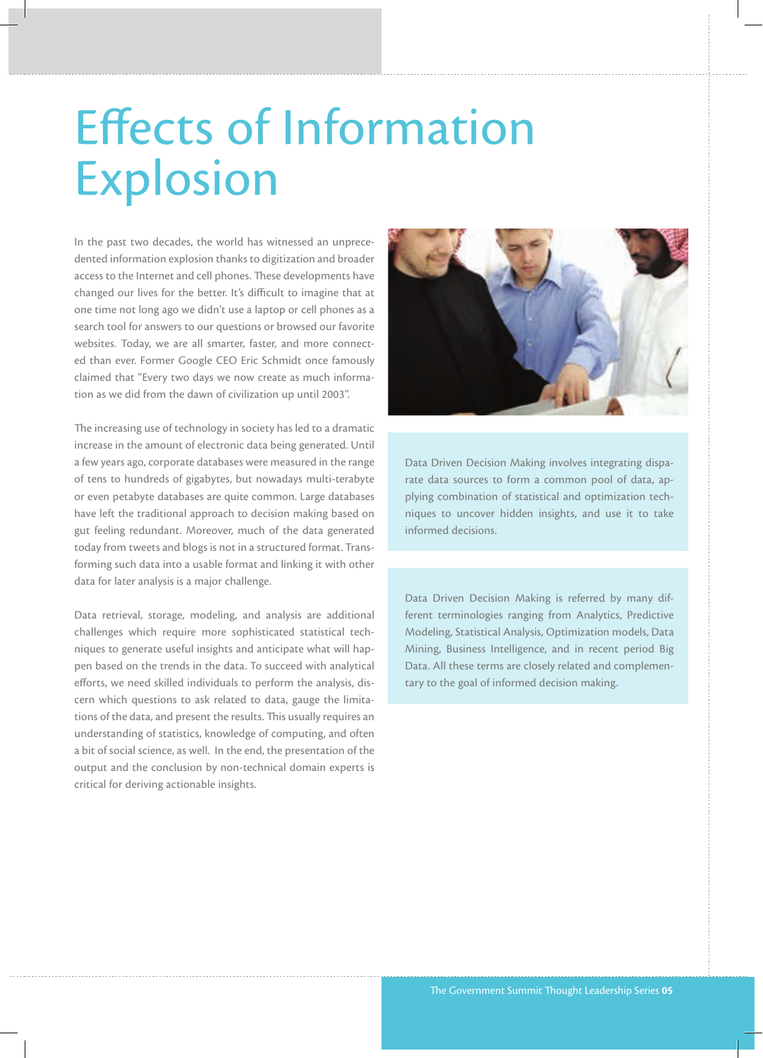# Effects of Information Explosion

In the past two decades, the world has witnessed an unprecedented information explosion thanks to digitization and broader access to the Internet and cell phones. These developments have changed our lives for the better. It's difficult to imagine that at one time not long ago we didn't use a laptop or cell phones as a search tool for answers to our questions or browsed our favorite websites. Today, we are all smarter, faster, and more connected than ever. Former Google CEO Eric Schmidt once famously claimed that "Every two days we now create as much information as we did from the dawn of civilization up until 2003".

The increasing use of technology in society has led to a dramatic increase in the amount of electronic data being generated. Until a few years ago, corporate databases were measured in the range of tens to hundreds of gigabytes, but nowadays multi-terabyte or even petabyte databases are quite common. Large databases have left the traditional approach to decision making based on gut feeling redundant. Moreover, much of the data generated today from tweets and blogs is not in a structured format. Transforming such data into a usable format and linking it with other data for later analysis is a major challenge.

Data retrieval, storage, modeling, and analysis are additional challenges which require more sophisticated statistical techniques to generate useful insights and anticipate what will happen based on the trends in the data. To succeed with analytical efforts, we need skilled individuals to perform the analysis, discern which questions to ask related to data, gauge the limitations of the data, and present the results. This usually requires an understanding of statistics, knowledge of computing, and often a bit of social science, as well. In the end, the presentation of the output and the conclusion by non-technical domain experts is critical for deriving actionable insights.

Data Driven Decision Making involves integrating disparate data sources to form a common pool of data, applying combination of statistical and optimization techniques to uncover hidden insights, and use it to take informed decisions.

Data Driven Decision Making is referred by many different terminologies ranging from Analytics, Predictive Modeling, Statistical Analysis, Optimization models, Data Mining, Business Intelligence, and in recent period Big Data. All these terms are closely related and complementary to the goal of informed decision making.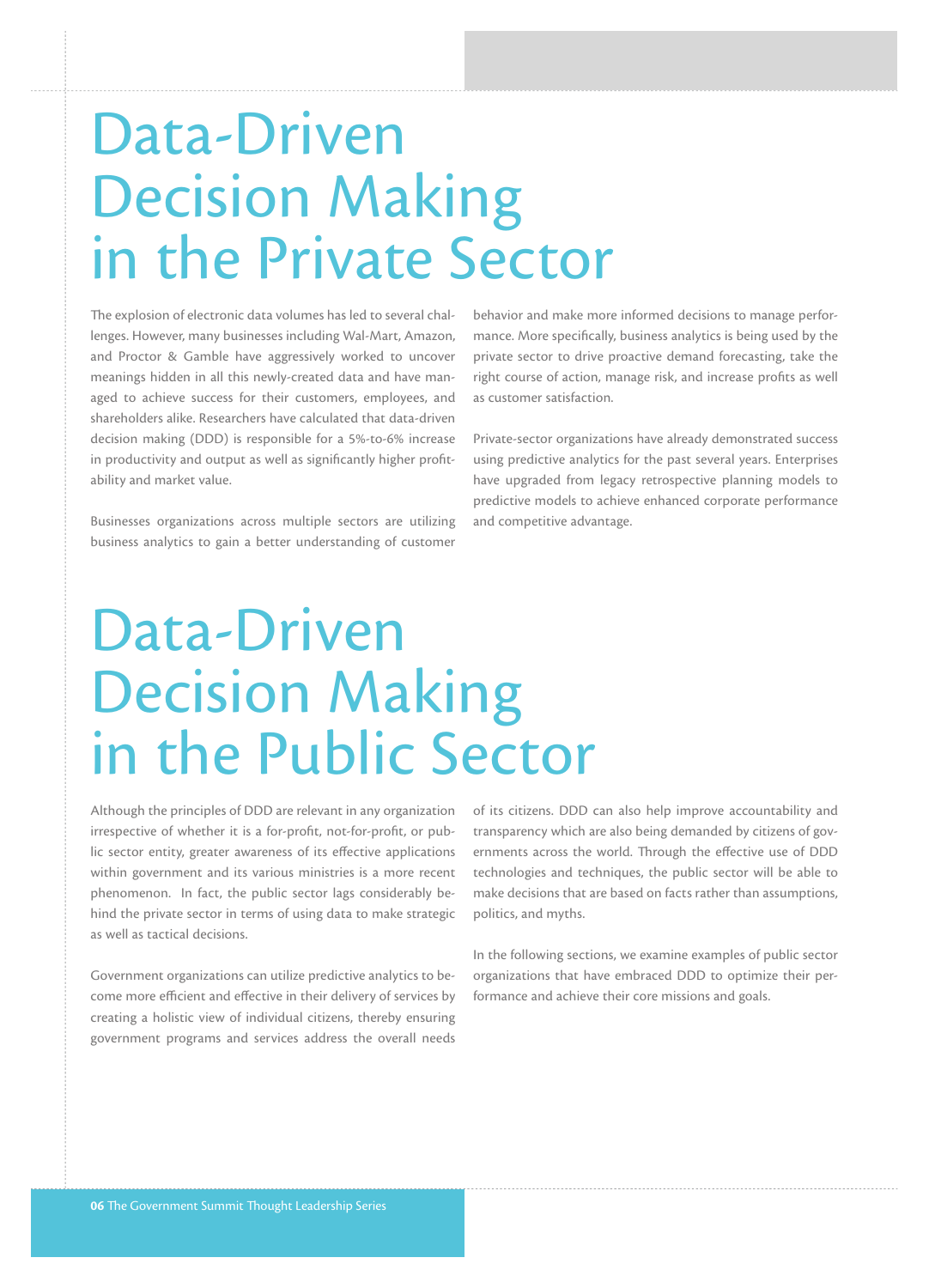# Data-Driven Decision Making in the Private Sector

The explosion of electronic data volumes has led to several challenges. However, many businesses including Wal-Mart, Amazon, and Proctor & Gamble have aggressively worked to uncover meanings hidden in all this newly-created data and have managed to achieve success for their customers, employees, and shareholders alike. Researchers have calculated that data-driven decision making (DDD) is responsible for a 5%-to-6% increase in productivity and output as well as significantly higher profitability and market value.

Businesses organizations across multiple sectors are utilizing business analytics to gain a better understanding of customer behavior and make more informed decisions to manage performance. More specifically, business analytics is being used by the private sector to drive proactive demand forecasting, take the right course of action, manage risk, and increase profits as well as customer satisfaction.

Private-sector organizations have already demonstrated success using predictive analytics for the past several years. Enterprises have upgraded from legacy retrospective planning models to predictive models to achieve enhanced corporate performance and competitive advantage.

# Data-Driven Decision Making in the Public Sector

Although the principles of DDD are relevant in any organization irrespective of whether it is a for-profit, not-for-profit, or public sector entity, greater awareness of its effective applications within government and its various ministries is a more recent phenomenon. In fact, the public sector lags considerably behind the private sector in terms of using data to make strategic as well as tactical decisions.

Government organizations can utilize predictive analytics to become more efficient and effective in their delivery of services by creating a holistic view of individual citizens, thereby ensuring government programs and services address the overall needs of its citizens. DDD can also help improve accountability and transparency which are also being demanded by citizens of governments across the world. Through the effective use of DDD technologies and techniques, the public sector will be able to make decisions that are based on facts rather than assumptions, politics, and myths.

In the following sections, we examine examples of public sector organizations that have embraced DDD to optimize their performance and achieve their core missions and goals.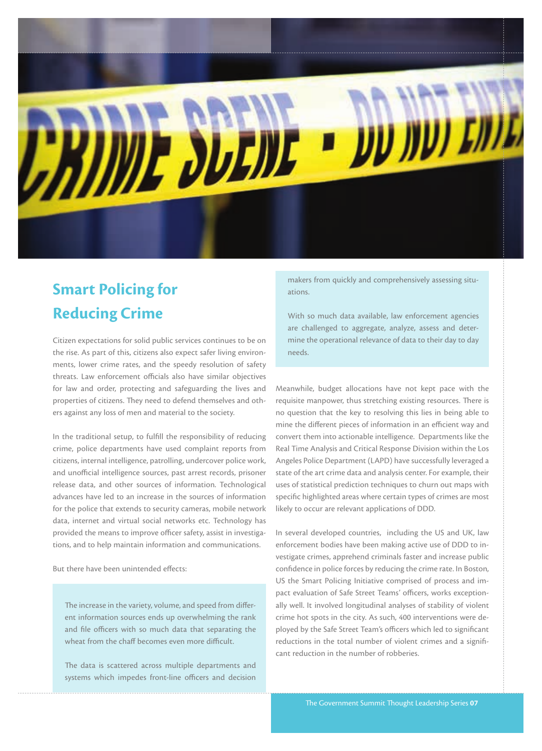## Smart Policing for Reducing Crime

Citizen expectations for solid public services continues to be on the rise. As part of this, citizens also expect safer living environments, lower crime rates, and the speedy resolution of safety threats. Law enforcement officials also have similar objectives for law and order, protecting and safeguarding the lives and properties of citizens. They need to defend themselves and others against any loss of men and material to the society.

In the traditional setup, to fulfill the responsibility of reducing crime, police departments have used complaint reports from citizens, internal intelligence, patrolling, undercover police work, and unofficial intelligence sources, past arrest records, prisoner release data, and other sources of information. Technological advances have led to an increase in the sources of information for the police that extends to security cameras, mobile network data, internet and virtual social networks etc. Technology has provided the means to improve officer safety, assist in investigations, and to help maintain information and communications.

But there have been unintended effects:

> The increase in the variety, volume, and speed from different information sources ends up overwhelming the rank and file officers with so much data that separating the wheat from the chaff becomes even more difficult.
>
> The data is scattered across multiple departments and systems which impedes front-line officers and decision makers from quickly and comprehensively assessing situations.
>
> With so much data available, law enforcement agencies are challenged to aggregate, analyze, assess and determine the operational relevance of data to their day to day needs.

Meanwhile, budget allocations have not kept pace with the requisite manpower, thus stretching existing resources. There is no question that the key to resolving this lies in being able to mine the different pieces of information in an efficient way and convert them into actionable intelligence. Departments like the Real Time Analysis and Critical Response Division within the Los Angeles Police Department (LAPD) have successfully leveraged a state of the art crime data and analysis center. For example, their uses of statistical prediction techniques to churn out maps with specific highlighted areas where certain types of crimes are most likely to occur are relevant applications of DDD.

In several developed countries, including the US and UK, law enforcement bodies have been making active use of DDD to investigate crimes, apprehend criminals faster and increase public confidence in police forces by reducing the crime rate. In Boston, US the Smart Policing Initiative comprised of process and impact evaluation of Safe Street Teams' officers, works exceptionally well. It involved longitudinal analyses of stability of violent crime hot spots in the city. As such, 400 interventions were deployed by the Safe Street Team's officers which led to significant reductions in the total number of violent crimes and a significant reduction in the number of robberies.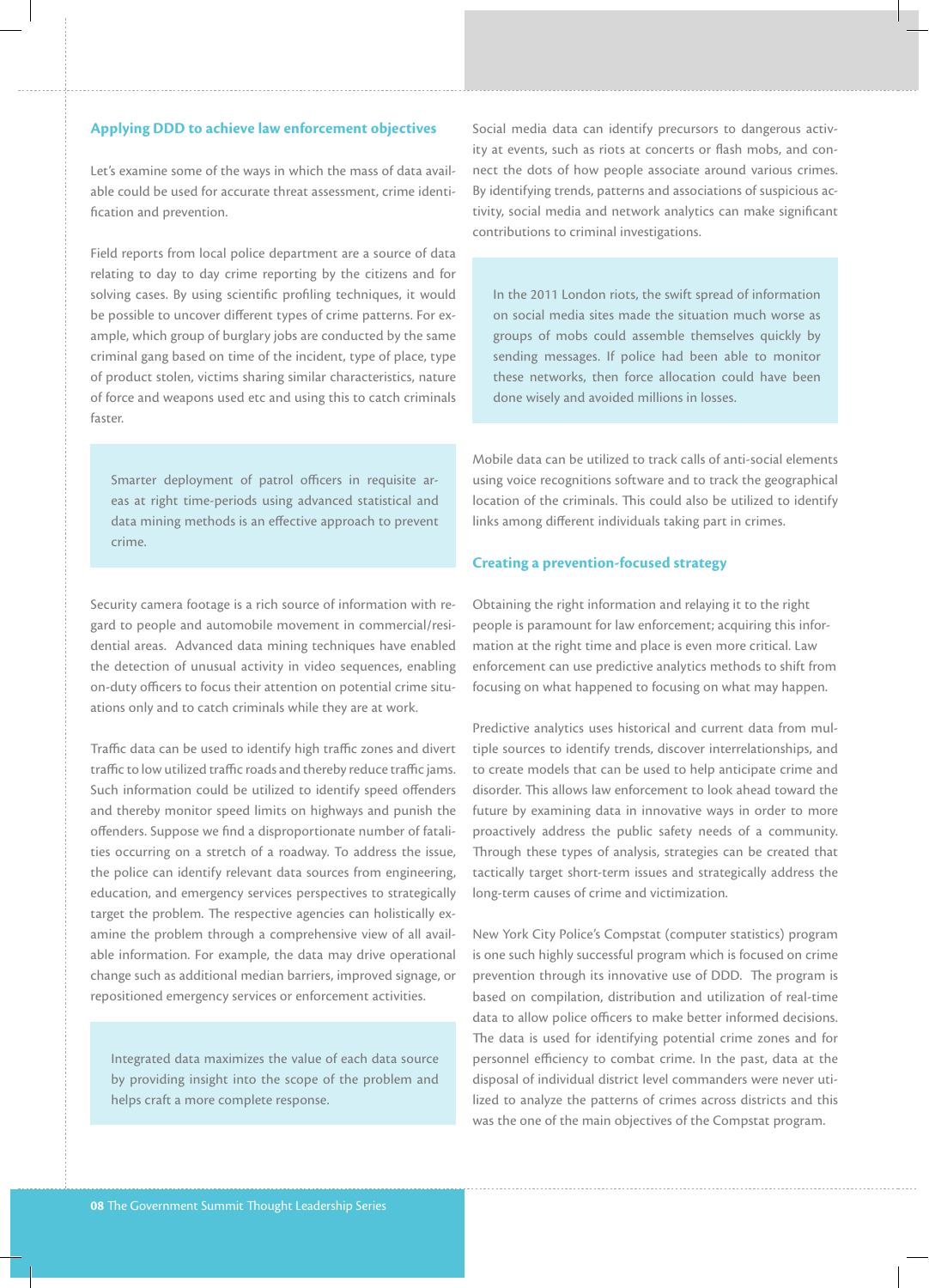## Applying DDD to achieve law enforcement objectives

Let's examine some of the ways in which the mass of data available could be used for accurate threat assessment, crime identification and prevention.

Field reports from local police department are a source of data relating to day to day crime reporting by the citizens and for solving cases. By using scientific profiling techniques, it would be possible to uncover different types of crime patterns. For example, which group of burglary jobs are conducted by the same criminal gang based on time of the incident, type of place, type of product stolen, victims sharing similar characteristics, nature of force and weapons used etc and using this to catch criminals faster.

> Smarter deployment of patrol officers in requisite areas at right time-periods using advanced statistical and data mining methods is an effective approach to prevent crime.

Security camera footage is a rich source of information with regard to people and automobile movement in commercial/residential areas. Advanced data mining techniques have enabled the detection of unusual activity in video sequences, enabling on-duty officers to focus their attention on potential crime situations only and to catch criminals while they are at work.

Traffic data can be used to identify high traffic zones and divert traffic to low utilized traffic roads and thereby reduce traffic jams. Such information could be utilized to identify speed offenders and thereby monitor speed limits on highways and punish the offenders. Suppose we find a disproportionate number of fatalities occurring on a stretch of a roadway. To address the issue, the police can identify relevant data sources from engineering, education, and emergency services perspectives to strategically target the problem. The respective agencies can holistically examine the problem through a comprehensive view of all available information. For example, the data may drive operational change such as additional median barriers, improved signage, or repositioned emergency services or enforcement activities.

> Integrated data maximizes the value of each data source by providing insight into the scope of the problem and helps craft a more complete response.

Social media data can identify precursors to dangerous activity at events, such as riots at concerts or flash mobs, and connect the dots of how people associate around various crimes. By identifying trends, patterns and associations of suspicious activity, social media and network analytics can make significant contributions to criminal investigations.

> In the 2011 London riots, the swift spread of information on social media sites made the situation much worse as groups of mobs could assemble themselves quickly by sending messages. If police had been able to monitor these networks, then force allocation could have been done wisely and avoided millions in losses.

Mobile data can be utilized to track calls of anti-social elements using voice recognitions software and to track the geographical location of the criminals. This could also be utilized to identify links among different individuals taking part in crimes.

## Creating a prevention-focused strategy

Obtaining the right information and relaying it to the right people is paramount for law enforcement; acquiring this information at the right time and place is even more critical. Law enforcement can use predictive analytics methods to shift from focusing on what happened to focusing on what may happen.

Predictive analytics uses historical and current data from multiple sources to identify trends, discover interrelationships, and to create models that can be used to help anticipate crime and disorder. This allows law enforcement to look ahead toward the future by examining data in innovative ways in order to more proactively address the public safety needs of a community. Through these types of analysis, strategies can be created that tactically target short-term issues and strategically address the long-term causes of crime and victimization.

New York City Police's Compstat (computer statistics) program is one such highly successful program which is focused on crime prevention through its innovative use of DDD. The program is based on compilation, distribution and utilization of real-time data to allow police officers to make better informed decisions. The data is used for identifying potential crime zones and for personnel efficiency to combat crime. In the past, data at the disposal of individual district level commanders were never utilized to analyze the patterns of crimes across districts and this was the one of the main objectives of the Compstat program.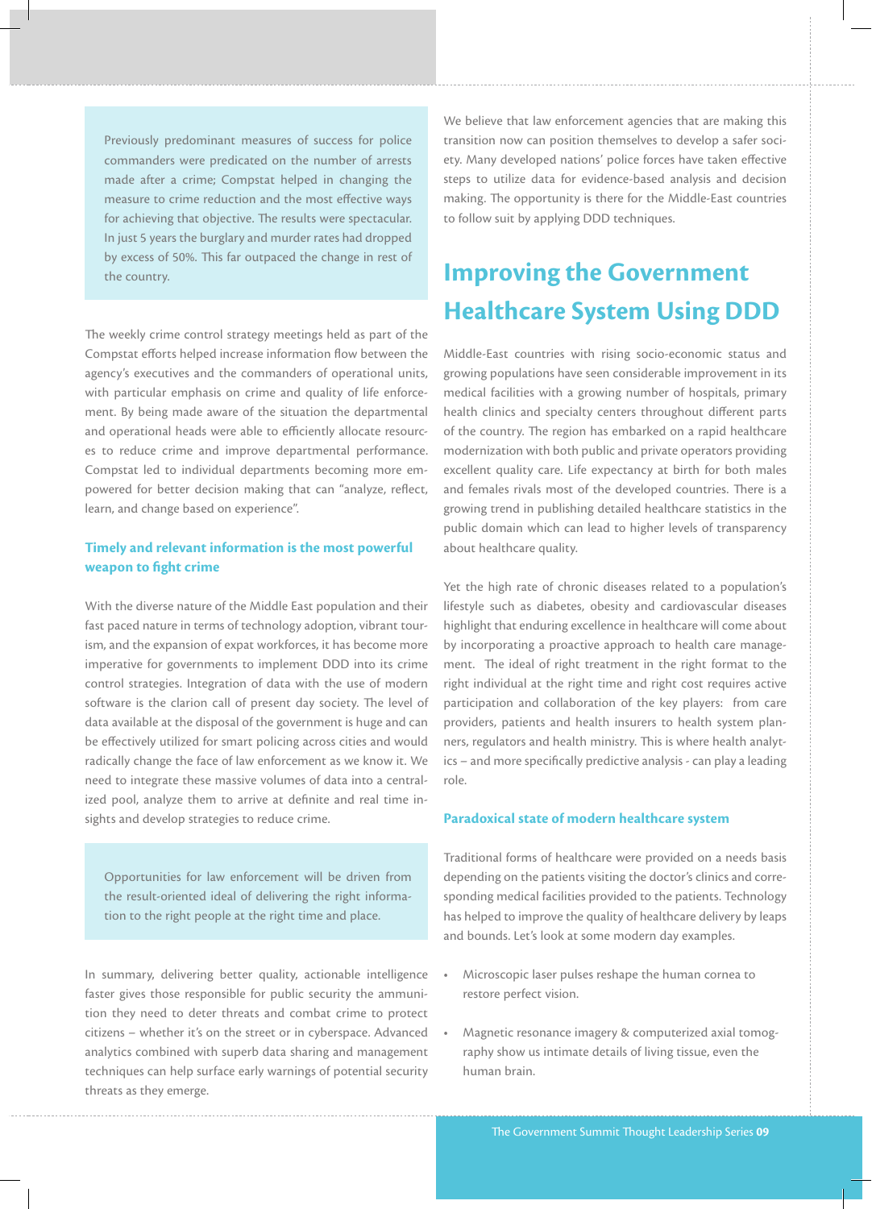Previously predominant measures of success for police commanders were predicated on the number of arrests made after a crime; Compstat helped in changing the measure to crime reduction and the most effective ways for achieving that objective. The results were spectacular. In just 5 years the burglary and murder rates had dropped by excess of 50%. This far outpaced the change in rest of the country.

The weekly crime control strategy meetings held as part of the Compstat efforts helped increase information flow between the agency's executives and the commanders of operational units, with particular emphasis on crime and quality of life enforcement. By being made aware of the situation the departmental and operational heads were able to efficiently allocate resources to reduce crime and improve departmental performance. Compstat led to individual departments becoming more empowered for better decision making that can "analyze, reflect, learn, and change based on experience".

### Timely and relevant information is the most powerful weapon to fight crime

With the diverse nature of the Middle East population and their fast paced nature in terms of technology adoption, vibrant tourism, and the expansion of expat workforces, it has become more imperative for governments to implement DDD into its crime control strategies. Integration of data with the use of modern software is the clarion call of present day society. The level of data available at the disposal of the government is huge and can be effectively utilized for smart policing across cities and would radically change the face of law enforcement as we know it. We need to integrate these massive volumes of data into a centralized pool, analyze them to arrive at definite and real time insights and develop strategies to reduce crime.

Opportunities for law enforcement will be driven from the result-oriented ideal of delivering the right information to the right people at the right time and place.

In summary, delivering better quality, actionable intelligence faster gives those responsible for public security the ammunition they need to deter threats and combat crime to protect citizens – whether it's on the street or in cyberspace. Advanced analytics combined with superb data sharing and management techniques can help surface early warnings of potential security threats as they emerge.

We believe that law enforcement agencies that are making this transition now can position themselves to develop a safer society. Many developed nations' police forces have taken effective steps to utilize data for evidence-based analysis and decision making. The opportunity is there for the Middle-East countries to follow suit by applying DDD techniques.

## Improving the Government Healthcare System Using DDD

Middle-East countries with rising socio-economic status and growing populations have seen considerable improvement in its medical facilities with a growing number of hospitals, primary health clinics and specialty centers throughout different parts of the country. The region has embarked on a rapid healthcare modernization with both public and private operators providing excellent quality care. Life expectancy at birth for both males and females rivals most of the developed countries. There is a growing trend in publishing detailed healthcare statistics in the public domain which can lead to higher levels of transparency about healthcare quality.

Yet the high rate of chronic diseases related to a population's lifestyle such as diabetes, obesity and cardiovascular diseases highlight that enduring excellence in healthcare will come about by incorporating a proactive approach to health care management. The ideal of right treatment in the right format to the right individual at the right time and right cost requires active participation and collaboration of the key players: from care providers, patients and health insurers to health system planners, regulators and health ministry. This is where health analytics – and more specifically predictive analysis - can play a leading role.

### Paradoxical state of modern healthcare system

Traditional forms of healthcare were provided on a needs basis depending on the patients visiting the doctor's clinics and corresponding medical facilities provided to the patients. Technology has helped to improve the quality of healthcare delivery by leaps and bounds. Let's look at some modern day examples.

- Microscopic laser pulses reshape the human cornea to restore perfect vision.
- Magnetic resonance imagery & computerized axial tomography show us intimate details of living tissue, even the human brain.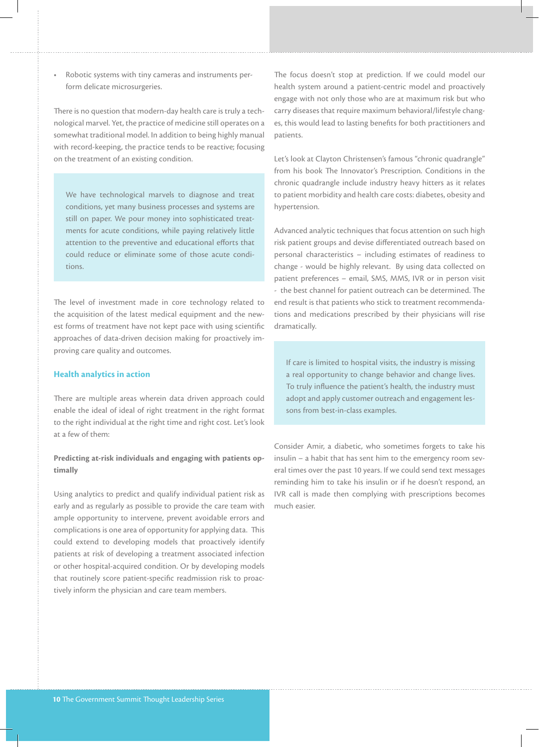- Robotic systems with tiny cameras and instruments perform delicate microsurgeries.

There is no question that modern-day health care is truly a technological marvel. Yet, the practice of medicine still operates on a somewhat traditional model. In addition to being highly manual with record-keeping, the practice tends to be reactive; focusing on the treatment of an existing condition.

> We have technological marvels to diagnose and treat conditions, yet many business processes and systems are still on paper. We pour money into sophisticated treatments for acute conditions, while paying relatively little attention to the preventive and educational efforts that could reduce or eliminate some of those acute conditions.

The level of investment made in core technology related to the acquisition of the latest medical equipment and the newest forms of treatment have not kept pace with using scientific approaches of data-driven decision making for proactively improving care quality and outcomes.

## Health analytics in action

There are multiple areas wherein data driven approach could enable the ideal of ideal of right treatment in the right format to the right individual at the right time and right cost. Let's look at a few of them:

**Predicting at-risk individuals and engaging with patients optimally**

Using analytics to predict and qualify individual patient risk as early and as regularly as possible to provide the care team with ample opportunity to intervene, prevent avoidable errors and complications is one area of opportunity for applying data. This could extend to developing models that proactively identify patients at risk of developing a treatment associated infection or other hospital-acquired condition. Or by developing models that routinely score patient-specific readmission risk to proactively inform the physician and care team members.

The focus doesn't stop at prediction. If we could model our health system around a patient-centric model and proactively engage with not only those who are at maximum risk but who carry diseases that require maximum behavioral/lifestyle changes, this would lead to lasting benefits for both practitioners and patients.

Let's look at Clayton Christensen's famous "chronic quadrangle" from his book The Innovator's Prescription. Conditions in the chronic quadrangle include industry heavy hitters as it relates to patient morbidity and health care costs: diabetes, obesity and hypertension.

Advanced analytic techniques that focus attention on such high risk patient groups and devise differentiated outreach based on personal characteristics – including estimates of readiness to change - would be highly relevant. By using data collected on patient preferences – email, SMS, MMS, IVR or in person visit - the best channel for patient outreach can be determined. The end result is that patients who stick to treatment recommendations and medications prescribed by their physicians will rise dramatically.

> If care is limited to hospital visits, the industry is missing a real opportunity to change behavior and change lives. To truly influence the patient's health, the industry must adopt and apply customer outreach and engagement lessons from best-in-class examples.

Consider Amir, a diabetic, who sometimes forgets to take his insulin – a habit that has sent him to the emergency room several times over the past 10 years. If we could send text messages reminding him to take his insulin or if he doesn't respond, an IVR call is made then complying with prescriptions becomes much easier.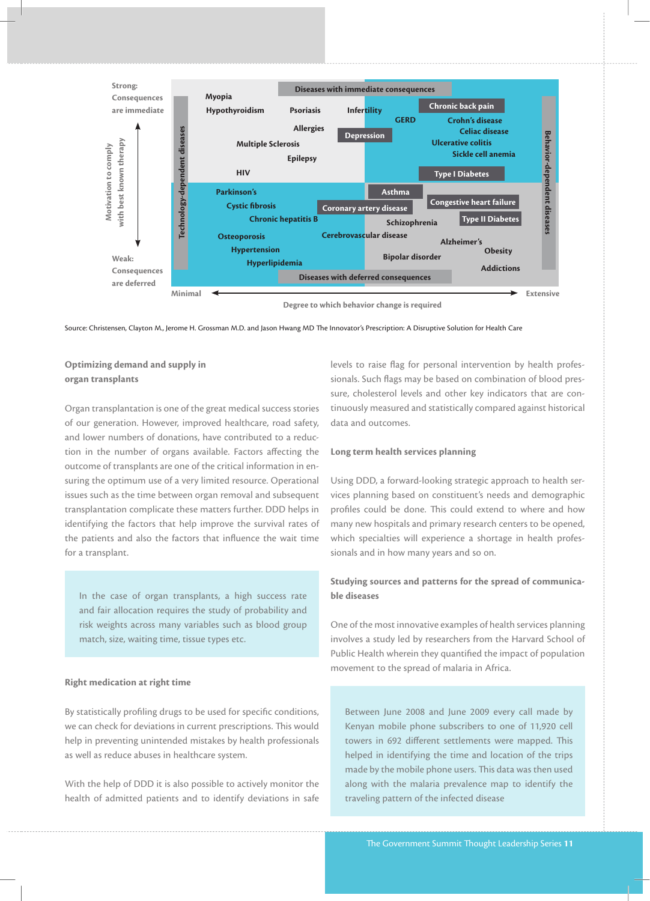Strong: Consequences are immediate

Weak: Consequences are deferred

Motivation to comply with best known therapy

Degree to which behavior change is required: Minimal → Extensive

Diseases with immediate consequences

Diseases with deferred consequences

Technology-dependent diseases

Behavior-dependent diseases

Myopia, Hypothyroidism, Psoriasis, Infertility, Allergies, Multiple Sclerosis, Epilepsy, HIV, Depression, GERD, Chronic back pain, Crohn's disease, Celiac disease, Ulcerative colitis, Sickle cell anemia, Type I Diabetes

Parkinson's, Cystic fibrosis, Chronic hepatitis B, Osteoporosis, Hypertension, Hyperlipidemia, Coronary artery disease, Cerebrovascular disease, Asthma, Schizophrenia, Bipolar disorder, Congestive heart failure, Type II Diabetes, Alzheimer's, Obesity, Addictions

Source: Christensen, Clayton M., Jerome H. Grossman M.D. and Jason Hwang MD The Innovator's Prescription: A Disruptive Solution for Health Care

### Optimizing demand and supply in organ transplants

Organ transplantation is one of the great medical success stories of our generation. However, improved healthcare, road safety, and lower numbers of donations, have contributed to a reduction in the number of organs available. Factors affecting the outcome of transplants are one of the critical information in ensuring the optimum use of a very limited resource. Operational issues such as the time between organ removal and subsequent transplantation complicate these matters further. DDD helps in identifying the factors that help improve the survival rates of the patients and also the factors that influence the wait time for a transplant.

> In the case of organ transplants, a high success rate and fair allocation requires the study of probability and risk weights across many variables such as blood group match, size, waiting time, tissue types etc.

### Right medication at right time

By statistically profiling drugs to be used for specific conditions, we can check for deviations in current prescriptions. This would help in preventing unintended mistakes by health professionals as well as reduce abuses in healthcare system.

With the help of DDD it is also possible to actively monitor the health of admitted patients and to identify deviations in safe levels to raise flag for personal intervention by health professionals. Such flags may be based on combination of blood pressure, cholesterol levels and other key indicators that are continuously measured and statistically compared against historical data and outcomes.

### Long term health services planning

Using DDD, a forward-looking strategic approach to health services planning based on constituent's needs and demographic profiles could be done. This could extend to where and how many new hospitals and primary research centers to be opened, which specialties will experience a shortage in health professionals and in how many years and so on.

### Studying sources and patterns for the spread of communicable diseases

One of the most innovative examples of health services planning involves a study led by researchers from the Harvard School of Public Health wherein they quantified the impact of population movement to the spread of malaria in Africa.

> Between June 2008 and June 2009 every call made by Kenyan mobile phone subscribers to one of 11,920 cell towers in 692 different settlements were mapped. This helped in identifying the time and location of the trips made by the mobile phone users. This data was then used along with the malaria prevalence map to identify the traveling pattern of the infected disease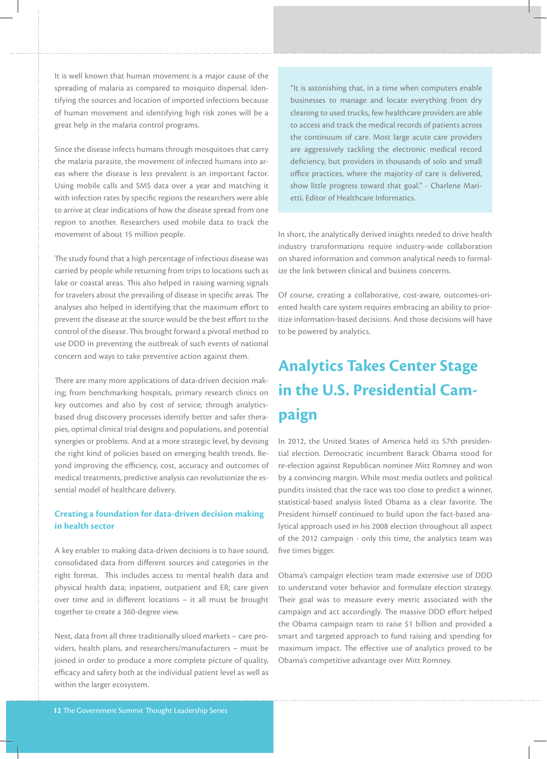It is well known that human movement is a major cause of the spreading of malaria as compared to mosquito dispersal. Identifying the sources and location of imported infections because of human movement and identifying high risk zones will be a great help in the malaria control programs.

Since the disease infects humans through mosquitoes that carry the malaria parasite, the movement of infected humans into areas where the disease is less prevalent is an important factor. Using mobile calls and SMS data over a year and matching it with infection rates by specific regions the researchers were able to arrive at clear indications of how the disease spread from one region to another. Researchers used mobile data to track the movement of about 15 million people.

The study found that a high percentage of infectious disease was carried by people while returning from trips to locations such as lake or coastal areas. This also helped in raising warning signals for travelers about the prevailing of disease in specific areas. The analyses also helped in identifying that the maximum effort to prevent the disease at the source would be the best effort to the control of the disease. This brought forward a pivotal method to use DDD in preventing the outbreak of such events of national concern and ways to take preventive action against them.

There are many more applications of data-driven decision making; from benchmarking hospitals, primary research clinics on key outcomes and also by cost of service; through analytics-based drug discovery processes identify better and safer therapies, optimal clinical trial designs and populations, and potential synergies or problems. And at a more strategic level, by devising the right kind of policies based on emerging health trends. Beyond improving the efficiency, cost, accuracy and outcomes of medical treatments, predictive analysis can revolutionize the essential model of healthcare delivery.

### Creating a foundation for data-driven decision making in health sector

A key enabler to making data-driven decisions is to have sound, consolidated data from different sources and categories in the right format. This includes access to mental health data and physical health data; inpatient, outpatient and ER; care given over time and in different locations – it all must be brought together to create a 360-degree view.

Next, data from all three traditionally siloed markets – care providers, health plans, and researchers/manufacturers – must be joined in order to produce a more complete picture of quality, efficacy and safety both at the individual patient level as well as within the larger ecosystem.

> "It is astonishing that, in a time when computers enable businesses to manage and locate everything from dry cleaning to used trucks, few healthcare providers are able to access and track the medical records of patients across the continuum of care. Most large acute care providers are aggressively tackling the electronic medical record deficiency, but providers in thousands of solo and small office practices, where the majority of care is delivered, show little progress toward that goal." - Charlene Marietti, Editor of Healthcare Informatics.

In short, the analytically derived insights needed to drive health industry transformations require industry-wide collaboration on shared information and common analytical needs to formalize the link between clinical and business concerns.

Of course, creating a collaborative, cost-aware, outcomes-oriented health care system requires embracing an ability to prioritize information-based decisions. And those decisions will have to be powered by analytics.

## Analytics Takes Center Stage in the U.S. Presidential Campaign

In 2012, the United States of America held its 57th presidential election. Democratic incumbent Barack Obama stood for re-election against Republican nominee Mitt Romney and won by a convincing margin. While most media outlets and political pundits insisted that the race was too close to predict a winner, statistical-based analysis listed Obama as a clear favorite. The President himself continued to build upon the fact-based analytical approach used in his 2008 election throughout all aspect of the 2012 campaign - only this time, the analytics team was five times bigger.

Obama's campaign election team made extensive use of DDD to understand voter behavior and formulate election strategy. Their goal was to measure every metric associated with the campaign and act accordingly. The massive DDD effort helped the Obama campaign team to raise $1 billion and provided a smart and targeted approach to fund raising and spending for maximum impact. The effective use of analytics proved to be Obama's competitive advantage over Mitt Romney.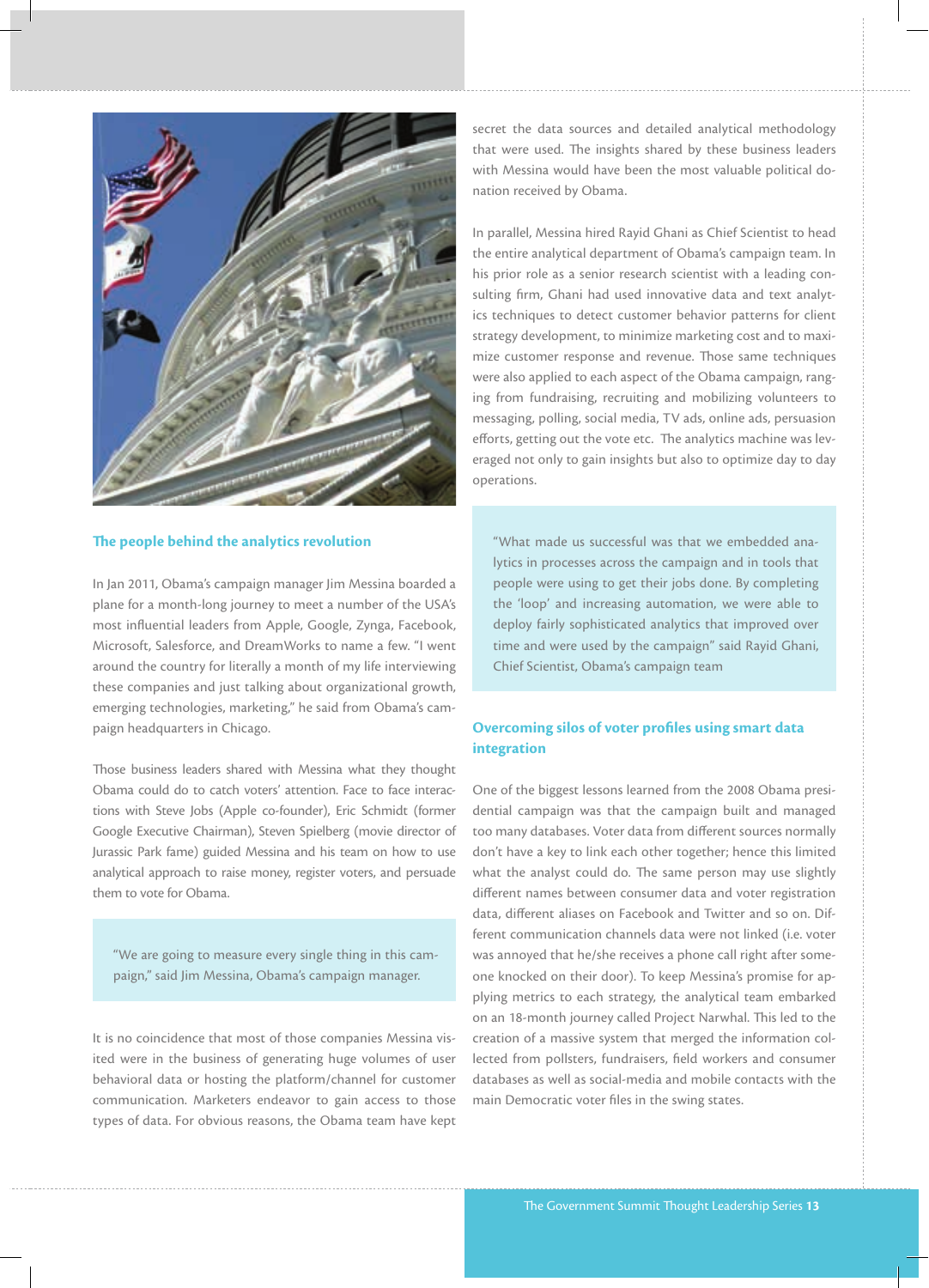## The people behind the analytics revolution

In Jan 2011, Obama's campaign manager Jim Messina boarded a plane for a month-long journey to meet a number of the USA's most influential leaders from Apple, Google, Zynga, Facebook, Microsoft, Salesforce, and DreamWorks to name a few. "I went around the country for literally a month of my life interviewing these companies and just talking about organizational growth, emerging technologies, marketing," he said from Obama's campaign headquarters in Chicago.

Those business leaders shared with Messina what they thought Obama could do to catch voters' attention. Face to face interactions with Steve Jobs (Apple co-founder), Eric Schmidt (former Google Executive Chairman), Steven Spielberg (movie director of Jurassic Park fame) guided Messina and his team on how to use analytical approach to raise money, register voters, and persuade them to vote for Obama.

> "We are going to measure every single thing in this campaign," said Jim Messina, Obama's campaign manager.

It is no coincidence that most of those companies Messina visited were in the business of generating huge volumes of user behavioral data or hosting the platform/channel for customer communication. Marketers endeavor to gain access to those types of data. For obvious reasons, the Obama team have kept secret the data sources and detailed analytical methodology that were used. The insights shared by these business leaders with Messina would have been the most valuable political donation received by Obama.

In parallel, Messina hired Rayid Ghani as Chief Scientist to head the entire analytical department of Obama's campaign team. In his prior role as a senior research scientist with a leading consulting firm, Ghani had used innovative data and text analytics techniques to detect customer behavior patterns for client strategy development, to minimize marketing cost and to maximize customer response and revenue. Those same techniques were also applied to each aspect of the Obama campaign, ranging from fundraising, recruiting and mobilizing volunteers to messaging, polling, social media, TV ads, online ads, persuasion efforts, getting out the vote etc. The analytics machine was leveraged not only to gain insights but also to optimize day to day operations.

> "What made us successful was that we embedded analytics in processes across the campaign and in tools that people were using to get their jobs done. By completing the 'loop' and increasing automation, we were able to deploy fairly sophisticated analytics that improved over time and were used by the campaign" said Rayid Ghani, Chief Scientist, Obama's campaign team

## Overcoming silos of voter profiles using smart data integration

One of the biggest lessons learned from the 2008 Obama presidential campaign was that the campaign built and managed too many databases. Voter data from different sources normally don't have a key to link each other together; hence this limited what the analyst could do. The same person may use slightly different names between consumer data and voter registration data, different aliases on Facebook and Twitter and so on. Different communication channels data were not linked (i.e. voter was annoyed that he/she receives a phone call right after someone knocked on their door). To keep Messina's promise for applying metrics to each strategy, the analytical team embarked on an 18-month journey called Project Narwhal. This led to the creation of a massive system that merged the information collected from pollsters, fundraisers, field workers and consumer databases as well as social-media and mobile contacts with the main Democratic voter files in the swing states.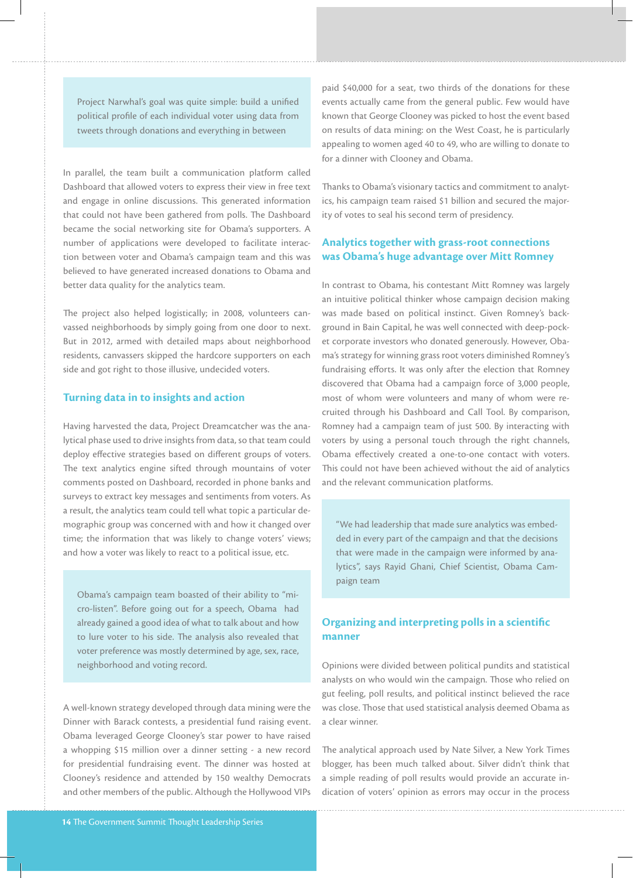> Project Narwhal's goal was quite simple: build a unified political profile of each individual voter using data from tweets through donations and everything in between

In parallel, the team built a communication platform called Dashboard that allowed voters to express their view in free text and engage in online discussions. This generated information that could not have been gathered from polls. The Dashboard became the social networking site for Obama's supporters. A number of applications were developed to facilitate interaction between voter and Obama's campaign team and this was believed to have generated increased donations to Obama and better data quality for the analytics team.

The project also helped logistically; in 2008, volunteers canvassed neighborhoods by simply going from one door to next. But in 2012, armed with detailed maps about neighborhood residents, canvassers skipped the hardcore supporters on each side and got right to those illusive, undecided voters.

## Turning data in to insights and action

Having harvested the data, Project Dreamcatcher was the analytical phase used to drive insights from data, so that team could deploy effective strategies based on different groups of voters. The text analytics engine sifted through mountains of voter comments posted on Dashboard, recorded in phone banks and surveys to extract key messages and sentiments from voters. As a result, the analytics team could tell what topic a particular demographic group was concerned with and how it changed over time; the information that was likely to change voters' views; and how a voter was likely to react to a political issue, etc.

> Obama's campaign team boasted of their ability to "micro-listen". Before going out for a speech, Obama had already gained a good idea of what to talk about and how to lure voter to his side. The analysis also revealed that voter preference was mostly determined by age, sex, race, neighborhood and voting record.

A well-known strategy developed through data mining were the Dinner with Barack contests, a presidential fund raising event. Obama leveraged George Clooney's star power to have raised a whopping $15 million over a dinner setting - a new record for presidential fundraising event. The dinner was hosted at Clooney's residence and attended by 150 wealthy Democrats and other members of the public. Although the Hollywood VIPs paid $40,000 for a seat, two thirds of the donations for these events actually came from the general public. Few would have known that George Clooney was picked to host the event based on results of data mining: on the West Coast, he is particularly appealing to women aged 40 to 49, who are willing to donate to for a dinner with Clooney and Obama.

Thanks to Obama's visionary tactics and commitment to analytics, his campaign team raised $1 billion and secured the majority of votes to seal his second term of presidency.

## Analytics together with grass-root connections was Obama's huge advantage over Mitt Romney

In contrast to Obama, his contestant Mitt Romney was largely an intuitive political thinker whose campaign decision making was made based on political instinct. Given Romney's background in Bain Capital, he was well connected with deep-pocket corporate investors who donated generously. However, Obama's strategy for winning grass root voters diminished Romney's fundraising efforts. It was only after the election that Romney discovered that Obama had a campaign force of 3,000 people, most of whom were volunteers and many of whom were recruited through his Dashboard and Call Tool. By comparison, Romney had a campaign team of just 500. By interacting with voters by using a personal touch through the right channels, Obama effectively created a one-to-one contact with voters. This could not have been achieved without the aid of analytics and the relevant communication platforms.

> "We had leadership that made sure analytics was embedded in every part of the campaign and that the decisions that were made in the campaign were informed by analytics", says Rayid Ghani, Chief Scientist, Obama Campaign team

## Organizing and interpreting polls in a scientific manner

Opinions were divided between political pundits and statistical analysts on who would win the campaign. Those who relied on gut feeling, poll results, and political instinct believed the race was close. Those that used statistical analysis deemed Obama as a clear winner.

The analytical approach used by Nate Silver, a New York Times blogger, has been much talked about. Silver didn't think that a simple reading of poll results would provide an accurate indication of voters' opinion as errors may occur in the process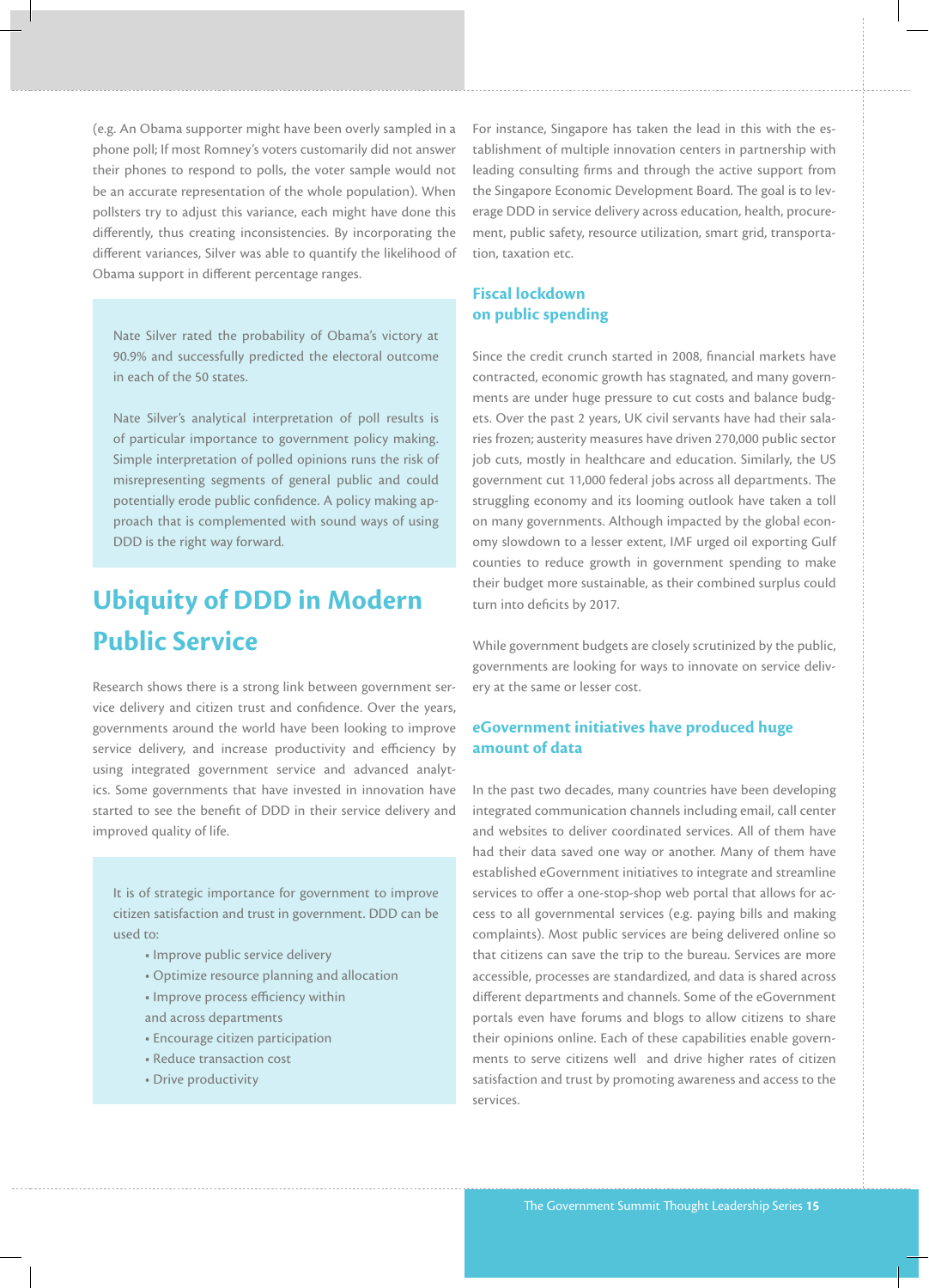(e.g. An Obama supporter might have been overly sampled in a phone poll; If most Romney's voters customarily did not answer their phones to respond to polls, the voter sample would not be an accurate representation of the whole population). When pollsters try to adjust this variance, each might have done this differently, thus creating inconsistencies. By incorporating the different variances, Silver was able to quantify the likelihood of Obama support in different percentage ranges.

> Nate Silver rated the probability of Obama's victory at 90.9% and successfully predicted the electoral outcome in each of the 50 states.
>
> Nate Silver's analytical interpretation of poll results is of particular importance to government policy making. Simple interpretation of polled opinions runs the risk of misrepresenting segments of general public and could potentially erode public confidence. A policy making approach that is complemented with sound ways of using DDD is the right way forward.

## Ubiquity of DDD in Modern Public Service

Research shows there is a strong link between government service delivery and citizen trust and confidence. Over the years, governments around the world have been looking to improve service delivery, and increase productivity and efficiency by using integrated government service and advanced analytics. Some governments that have invested in innovation have started to see the benefit of DDD in their service delivery and improved quality of life.

> It is of strategic importance for government to improve citizen satisfaction and trust in government. DDD can be used to:
>
> - Improve public service delivery
> - Optimize resource planning and allocation
> - Improve process efficiency within and across departments
> - Encourage citizen participation
> - Reduce transaction cost
> - Drive productivity

For instance, Singapore has taken the lead in this with the establishment of multiple innovation centers in partnership with leading consulting firms and through the active support from the Singapore Economic Development Board. The goal is to leverage DDD in service delivery across education, health, procurement, public safety, resource utilization, smart grid, transportation, taxation etc.

### Fiscal lockdown on public spending

Since the credit crunch started in 2008, financial markets have contracted, economic growth has stagnated, and many governments are under huge pressure to cut costs and balance budgets. Over the past 2 years, UK civil servants have had their salaries frozen; austerity measures have driven 270,000 public sector job cuts, mostly in healthcare and education. Similarly, the US government cut 11,000 federal jobs across all departments. The struggling economy and its looming outlook have taken a toll on many governments. Although impacted by the global economy slowdown to a lesser extent, IMF urged oil exporting Gulf counties to reduce growth in government spending to make their budget more sustainable, as their combined surplus could turn into deficits by 2017.

While government budgets are closely scrutinized by the public, governments are looking for ways to innovate on service delivery at the same or lesser cost.

### eGovernment initiatives have produced huge amount of data

In the past two decades, many countries have been developing integrated communication channels including email, call center and websites to deliver coordinated services. All of them have had their data saved one way or another. Many of them have established eGovernment initiatives to integrate and streamline services to offer a one-stop-shop web portal that allows for access to all governmental services (e.g. paying bills and making complaints). Most public services are being delivered online so that citizens can save the trip to the bureau. Services are more accessible, processes are standardized, and data is shared across different departments and channels. Some of the eGovernment portals even have forums and blogs to allow citizens to share their opinions online. Each of these capabilities enable governments to serve citizens well and drive higher rates of citizen satisfaction and trust by promoting awareness and access to the services.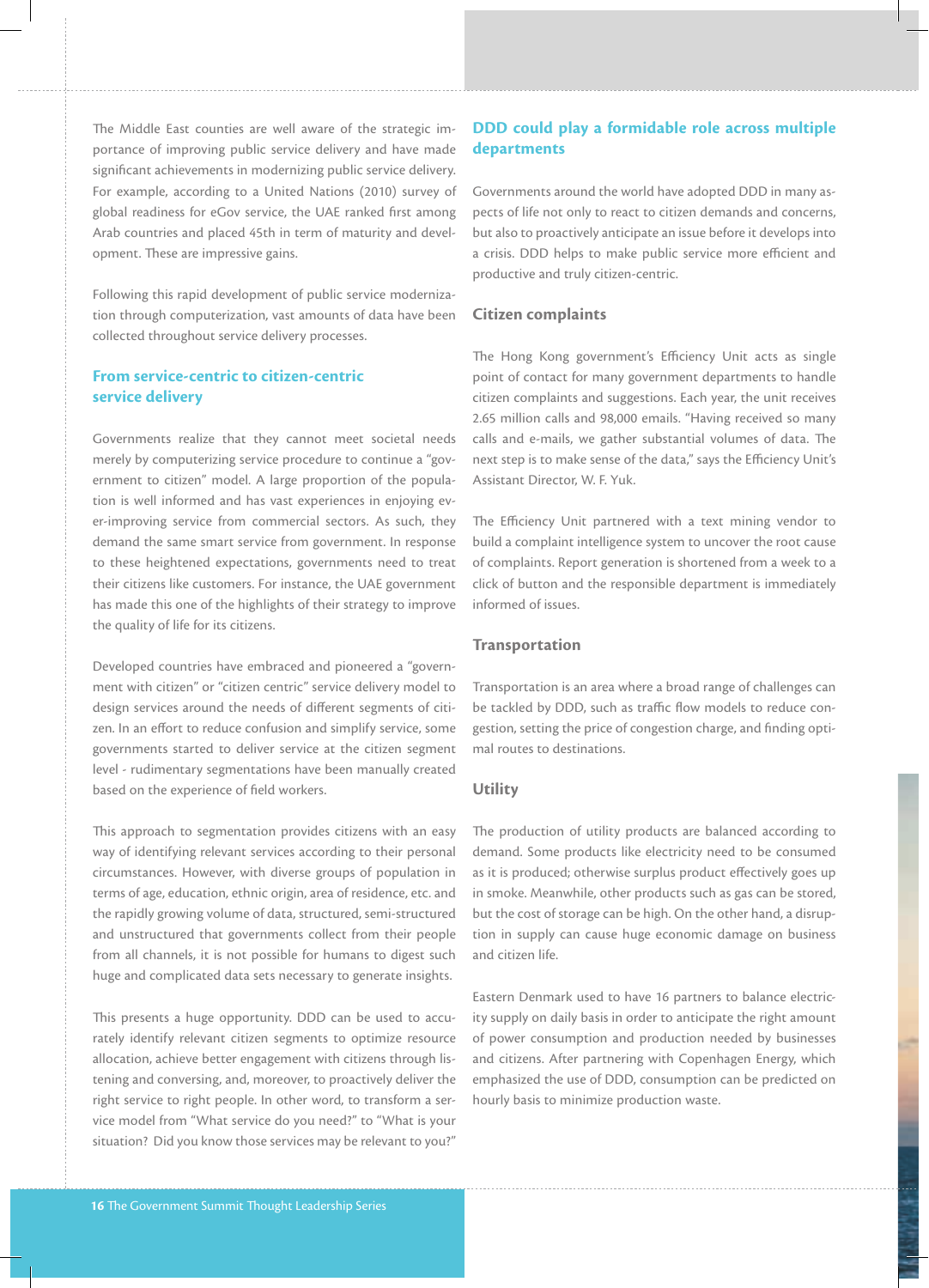The Middle East counties are well aware of the strategic importance of improving public service delivery and have made significant achievements in modernizing public service delivery. For example, according to a United Nations (2010) survey of global readiness for eGov service, the UAE ranked first among Arab countries and placed 45th in term of maturity and development. These are impressive gains.

Following this rapid development of public service modernization through computerization, vast amounts of data have been collected throughout service delivery processes.

## From service-centric to citizen-centric service delivery

Governments realize that they cannot meet societal needs merely by computerizing service procedure to continue a "government to citizen" model. A large proportion of the population is well informed and has vast experiences in enjoying ever-improving service from commercial sectors. As such, they demand the same smart service from government. In response to these heightened expectations, governments need to treat their citizens like customers. For instance, the UAE government has made this one of the highlights of their strategy to improve the quality of life for its citizens.

Developed countries have embraced and pioneered a "government with citizen" or "citizen centric" service delivery model to design services around the needs of different segments of citizen. In an effort to reduce confusion and simplify service, some governments started to deliver service at the citizen segment level - rudimentary segmentations have been manually created based on the experience of field workers.

This approach to segmentation provides citizens with an easy way of identifying relevant services according to their personal circumstances. However, with diverse groups of population in terms of age, education, ethnic origin, area of residence, etc. and the rapidly growing volume of data, structured, semi-structured and unstructured that governments collect from their people from all channels, it is not possible for humans to digest such huge and complicated data sets necessary to generate insights.

This presents a huge opportunity. DDD can be used to accurately identify relevant citizen segments to optimize resource allocation, achieve better engagement with citizens through listening and conversing, and, moreover, to proactively deliver the right service to right people. In other word, to transform a service model from "What service do you need?" to "What is your situation? Did you know those services may be relevant to you?"

## DDD could play a formidable role across multiple departments

Governments around the world have adopted DDD in many aspects of life not only to react to citizen demands and concerns, but also to proactively anticipate an issue before it develops into a crisis. DDD helps to make public service more efficient and productive and truly citizen-centric.

### Citizen complaints

The Hong Kong government's Efficiency Unit acts as single point of contact for many government departments to handle citizen complaints and suggestions. Each year, the unit receives 2.65 million calls and 98,000 emails. "Having received so many calls and e-mails, we gather substantial volumes of data. The next step is to make sense of the data," says the Efficiency Unit's Assistant Director, W. F. Yuk.

The Efficiency Unit partnered with a text mining vendor to build a complaint intelligence system to uncover the root cause of complaints. Report generation is shortened from a week to a click of button and the responsible department is immediately informed of issues.

### Transportation

Transportation is an area where a broad range of challenges can be tackled by DDD, such as traffic flow models to reduce congestion, setting the price of congestion charge, and finding optimal routes to destinations.

### Utility

The production of utility products are balanced according to demand. Some products like electricity need to be consumed as it is produced; otherwise surplus product effectively goes up in smoke. Meanwhile, other products such as gas can be stored, but the cost of storage can be high. On the other hand, a disruption in supply can cause huge economic damage on business and citizen life.

Eastern Denmark used to have 16 partners to balance electricity supply on daily basis in order to anticipate the right amount of power consumption and production needed by businesses and citizens. After partnering with Copenhagen Energy, which emphasized the use of DDD, consumption can be predicted on hourly basis to minimize production waste.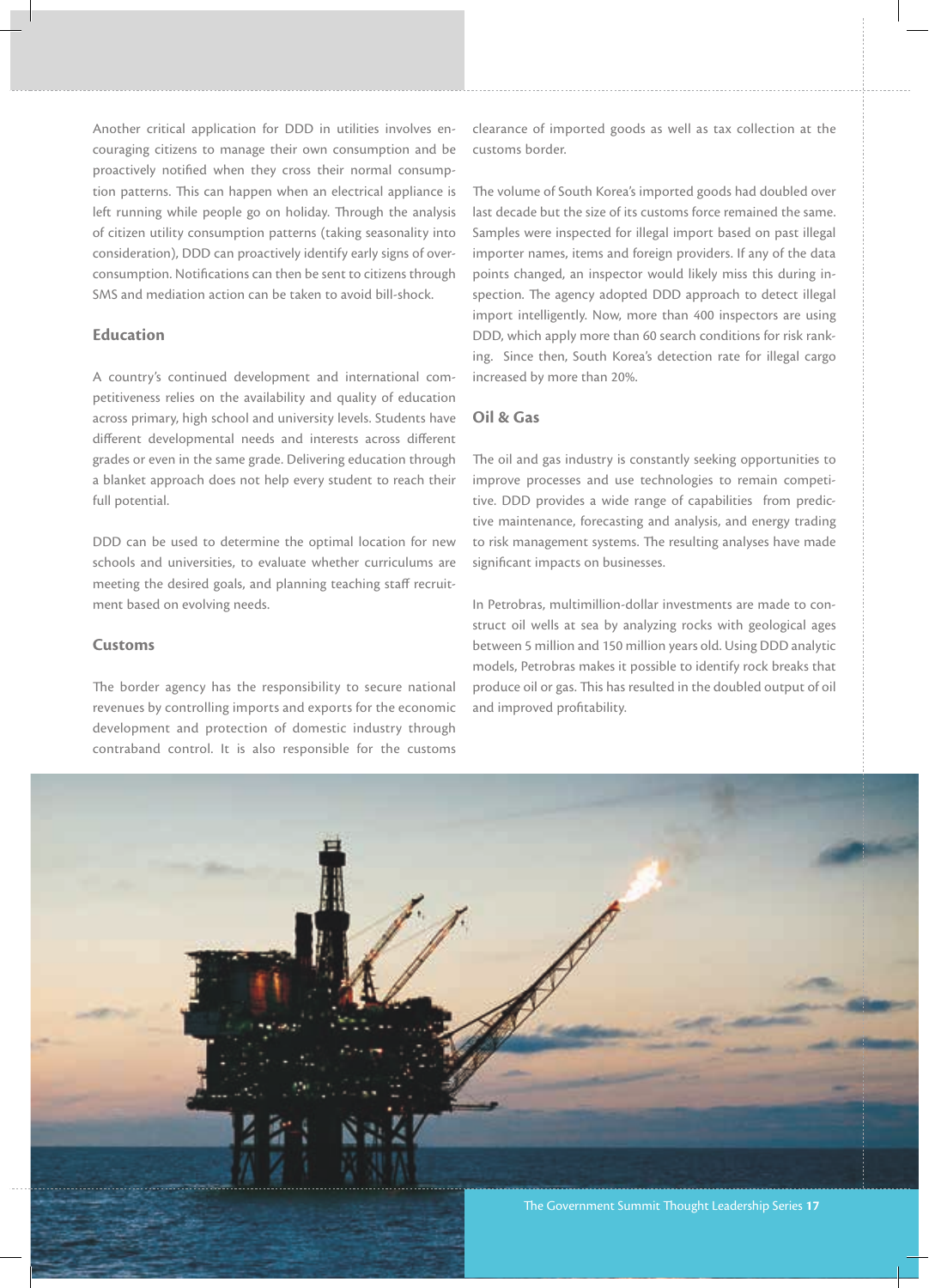Another critical application for DDD in utilities involves encouraging citizens to manage their own consumption and be proactively notified when they cross their normal consumption patterns. This can happen when an electrical appliance is left running while people go on holiday. Through the analysis of citizen utility consumption patterns (taking seasonality into consideration), DDD can proactively identify early signs of over-consumption. Notifications can then be sent to citizens through SMS and mediation action can be taken to avoid bill-shock.

### Education

A country's continued development and international competitiveness relies on the availability and quality of education across primary, high school and university levels. Students have different developmental needs and interests across different grades or even in the same grade. Delivering education through a blanket approach does not help every student to reach their full potential.

DDD can be used to determine the optimal location for new schools and universities, to evaluate whether curriculums are meeting the desired goals, and planning teaching staff recruitment based on evolving needs.

### Customs

The border agency has the responsibility to secure national revenues by controlling imports and exports for the economic development and protection of domestic industry through contraband control. It is also responsible for the customs clearance of imported goods as well as tax collection at the customs border.

The volume of South Korea's imported goods had doubled over last decade but the size of its customs force remained the same. Samples were inspected for illegal import based on past illegal importer names, items and foreign providers. If any of the data points changed, an inspector would likely miss this during inspection. The agency adopted DDD approach to detect illegal import intelligently. Now, more than 400 inspectors are using DDD, which apply more than 60 search conditions for risk ranking. Since then, South Korea's detection rate for illegal cargo increased by more than 20%.

### Oil & Gas

The oil and gas industry is constantly seeking opportunities to improve processes and use technologies to remain competitive. DDD provides a wide range of capabilities from predictive maintenance, forecasting and analysis, and energy trading to risk management systems. The resulting analyses have made significant impacts on businesses.

In Petrobras, multimillion-dollar investments are made to construct oil wells at sea by analyzing rocks with geological ages between 5 million and 150 million years old. Using DDD analytic models, Petrobras makes it possible to identify rock breaks that produce oil or gas. This has resulted in the doubled output of oil and improved profitability.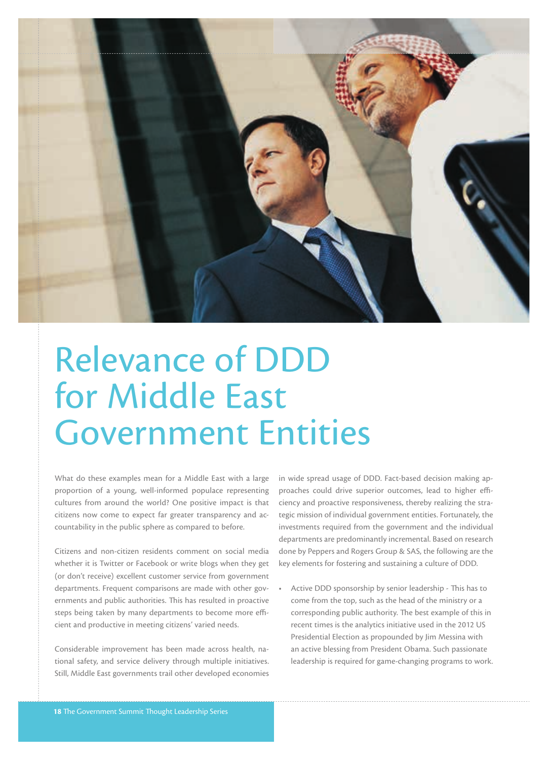# Relevance of DDD for Middle East Government Entities

What do these examples mean for a Middle East with a large proportion of a young, well-informed populace representing cultures from around the world? One positive impact is that citizens now come to expect far greater transparency and accountability in the public sphere as compared to before.

Citizens and non-citizen residents comment on social media whether it is Twitter or Facebook or write blogs when they get (or don't receive) excellent customer service from government departments. Frequent comparisons are made with other governments and public authorities. This has resulted in proactive steps being taken by many departments to become more efficient and productive in meeting citizens' varied needs.

Considerable improvement has been made across health, national safety, and service delivery through multiple initiatives. Still, Middle East governments trail other developed economies in wide spread usage of DDD. Fact-based decision making approaches could drive superior outcomes, lead to higher efficiency and proactive responsiveness, thereby realizing the strategic mission of individual government entities. Fortunately, the investments required from the government and the individual departments are predominantly incremental. Based on research done by Peppers and Rogers Group & SAS, the following are the key elements for fostering and sustaining a culture of DDD.

- Active DDD sponsorship by senior leadership - This has to come from the top, such as the head of the ministry or a corresponding public authority. The best example of this in recent times is the analytics initiative used in the 2012 US Presidential Election as propounded by Jim Messina with an active blessing from President Obama. Such passionate leadership is required for game-changing programs to work.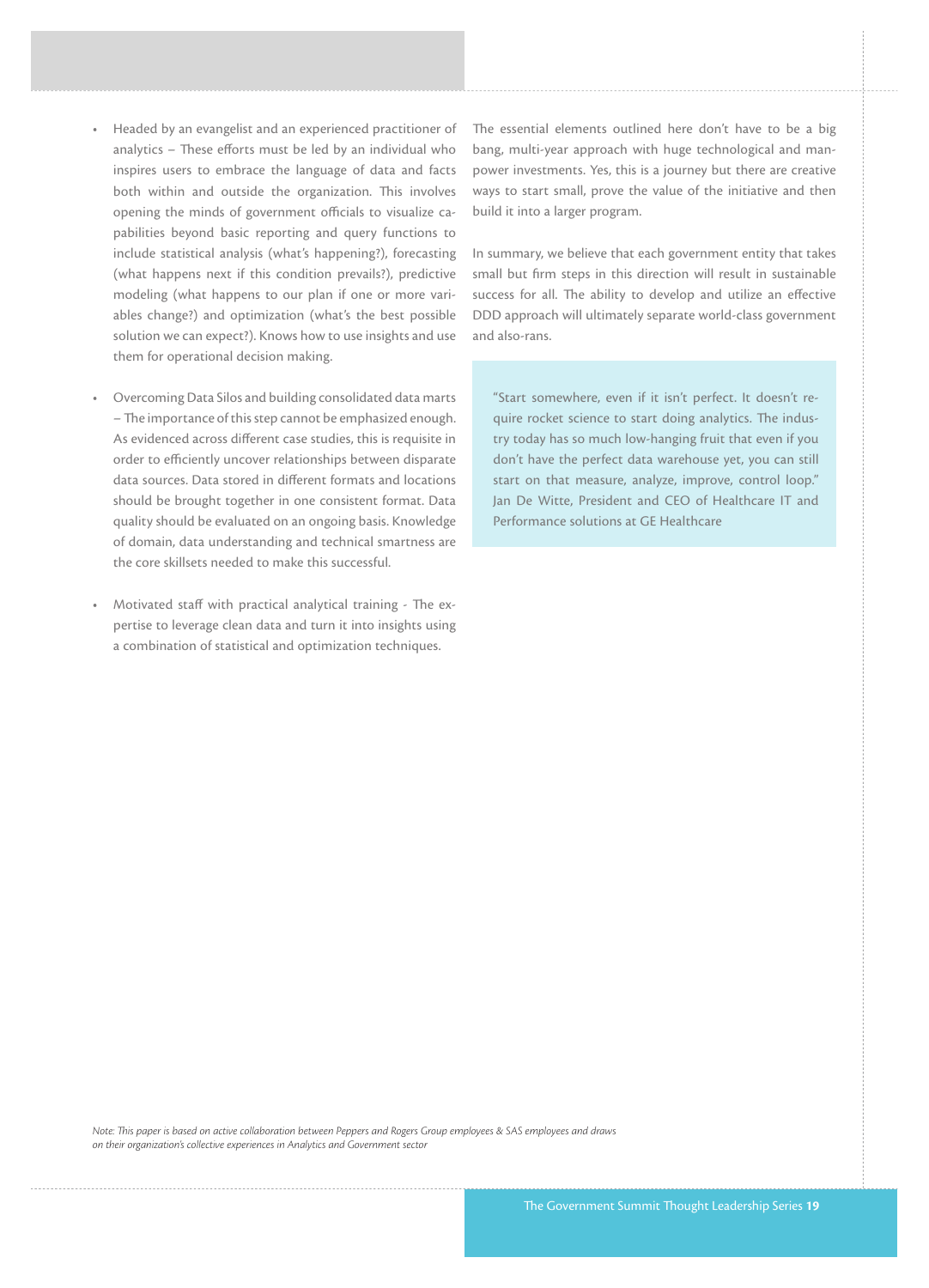- Headed by an evangelist and an experienced practitioner of analytics – These efforts must be led by an individual who inspires users to embrace the language of data and facts both within and outside the organization. This involves opening the minds of government officials to visualize capabilities beyond basic reporting and query functions to include statistical analysis (what's happening?), forecasting (what happens next if this condition prevails?), predictive modeling (what happens to our plan if one or more variables change?) and optimization (what's the best possible solution we can expect?). Knows how to use insights and use them for operational decision making.

- Overcoming Data Silos and building consolidated data marts – The importance of this step cannot be emphasized enough. As evidenced across different case studies, this is requisite in order to efficiently uncover relationships between disparate data sources. Data stored in different formats and locations should be brought together in one consistent format. Data quality should be evaluated on an ongoing basis. Knowledge of domain, data understanding and technical smartness are the core skillsets needed to make this successful.

- Motivated staff with practical analytical training - The expertise to leverage clean data and turn it into insights using a combination of statistical and optimization techniques.

The essential elements outlined here don't have to be a big bang, multi-year approach with huge technological and manpower investments. Yes, this is a journey but there are creative ways to start small, prove the value of the initiative and then build it into a larger program.

In summary, we believe that each government entity that takes small but firm steps in this direction will result in sustainable success for all. The ability to develop and utilize an effective DDD approach will ultimately separate world-class government and also-rans.

> "Start somewhere, even if it isn't perfect. It doesn't require rocket science to start doing analytics. The industry today has so much low-hanging fruit that even if you don't have the perfect data warehouse yet, you can still start on that measure, analyze, improve, control loop."
> Jan De Witte, President and CEO of Healthcare IT and Performance solutions at GE Healthcare

*Note: This paper is based on active collaboration between Peppers and Rogers Group employees & SAS employees and draws on their organization's collective experiences in Analytics and Government sector*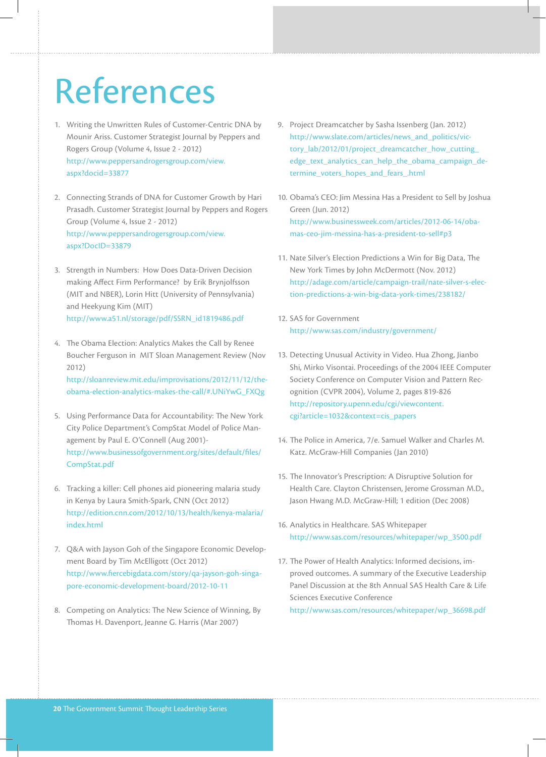# References

1. Writing the Unwritten Rules of Customer-Centric DNA by Mounir Ariss. Customer Strategist Journal by Peppers and Rogers Group (Volume 4, Issue 2 - 2012)
   http://www.peppersandrogersgroup.com/view.aspx?docid=33877

2. Connecting Strands of DNA for Customer Growth by Hari Prasadh. Customer Strategist Journal by Peppers and Rogers Group (Volume 4, Issue 2 - 2012)
   http://www.peppersandrogersgroup.com/view.aspx?DocID=33879

3. Strength in Numbers: How Does Data-Driven Decision making Affect Firm Performance? by Erik Brynjolfsson (MIT and NBER), Lorin Hitt (University of Pennsylvania) and Heekyung Kim (MIT)
   http://www.a51.nl/storage/pdf/SSRN_id1819486.pdf

4. The Obama Election: Analytics Makes the Call by Renee Boucher Ferguson in MIT Sloan Management Review (Nov 2012)
   http://sloanreview.mit.edu/improvisations/2012/11/12/the-obama-election-analytics-makes-the-call/#.UNiYwG_FXQg

5. Using Performance Data for Accountability: The New York City Police Department's CompStat Model of Police Management by Paul E. O'Connell (Aug 2001)-
   http://www.businessofgovernment.org/sites/default/files/CompStat.pdf

6. Tracking a killer: Cell phones aid pioneering malaria study in Kenya by Laura Smith-Spark, CNN (Oct 2012)
   http://edition.cnn.com/2012/10/13/health/kenya-malaria/index.html

7. Q&A with Jayson Goh of the Singapore Economic Development Board by Tim McElligott (Oct 2012)
   http://www.fiercebigdata.com/story/qa-jayson-goh-singapore-economic-development-board/2012-10-11

8. Competing on Analytics: The New Science of Winning, By Thomas H. Davenport, Jeanne G. Harris (Mar 2007)

9. Project Dreamcatcher by Sasha Issenberg (Jan. 2012)
   http://www.slate.com/articles/news_and_politics/victory_lab/2012/01/project_dreamcatcher_how_cutting_edge_text_analytics_can_help_the_obama_campaign_determine_voters_hopes_and_fears_.html

10. Obama's CEO: Jim Messina Has a President to Sell by Joshua Green (Jun. 2012)
    http://www.businessweek.com/articles/2012-06-14/obamas-ceo-jim-messina-has-a-president-to-sell#p3

11. Nate Silver's Election Predictions a Win for Big Data, The New York Times by John McDermott (Nov. 2012)
    http://adage.com/article/campaign-trail/nate-silver-s-election-predictions-a-win-big-data-york-times/238182/

12. SAS for Government
    http://www.sas.com/industry/government/

13. Detecting Unusual Activity in Video. Hua Zhong, Jianbo Shi, Mirko Visontai. Proceedings of the 2004 IEEE Computer Society Conference on Computer Vision and Pattern Recognition (CVPR 2004), Volume 2, pages 819-826
    http://repository.upenn.edu/cgi/viewcontent.cgi?article=1032&context=cis_papers

14. The Police in America, 7/e. Samuel Walker and Charles M. Katz. McGraw-Hill Companies (Jan 2010)

15. The Innovator's Prescription: A Disruptive Solution for Health Care. Clayton Christensen, Jerome Grossman M.D., Jason Hwang M.D. McGraw-Hill; 1 edition (Dec 2008)

16. Analytics in Healthcare. SAS Whitepaper
    http://www.sas.com/resources/whitepaper/wp_3500.pdf

17. The Power of Health Analytics: Informed decisions, improved outcomes. A summary of the Executive Leadership Panel Discussion at the 8th Annual SAS Health Care & Life Sciences Executive Conference
    http://www.sas.com/resources/whitepaper/wp_36698.pdf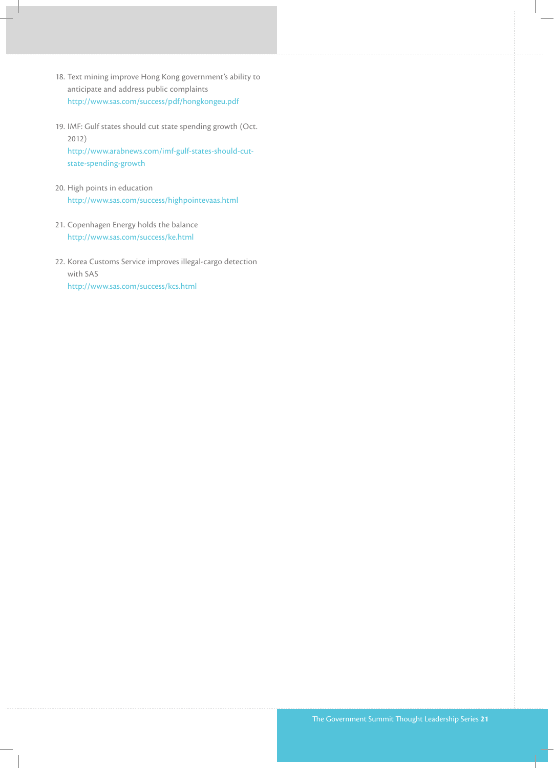18. Text mining improve Hong Kong government's ability to anticipate and address public complaints
    http://www.sas.com/success/pdf/hongkongeu.pdf

19. IMF: Gulf states should cut state spending growth (Oct. 2012)
    http://www.arabnews.com/imf-gulf-states-should-cut-state-spending-growth

20. High points in education
    http://www.sas.com/success/highpointevaas.html

21. Copenhagen Energy holds the balance
    http://www.sas.com/success/ke.html

22. Korea Customs Service improves illegal-cargo detection with SAS
    http://www.sas.com/success/kcs.html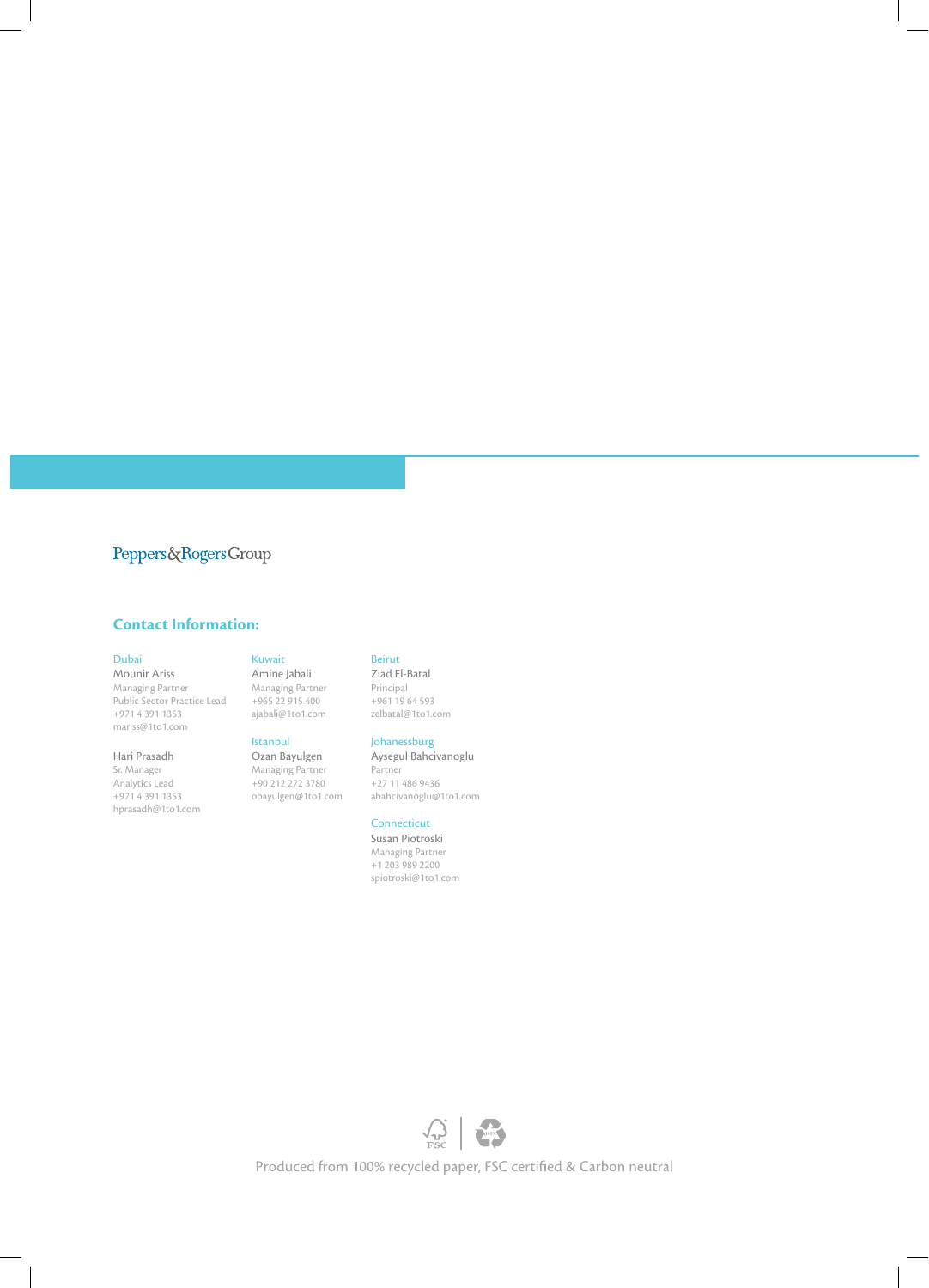Peppers&Rogers Group

## Contact Information:

**Dubai**

Mounir Ariss
Managing Partner
Public Sector Practice Lead
+971 4 391 1353
mariss@1to1.com

Hari Prasadh
Sr. Manager
Analytics Lead
+971 4 391 1353
hprasadh@1to1.com

**Kuwait**

Amine Jabali
Managing Partner
+965 22 915 400
ajabali@1to1.com

**Istanbul**

Ozan Bayulgen
Managing Partner
+90 212 272 3780
obayulgen@1to1.com

**Beirut**

Ziad El-Batal
Principal
+961 19 64 593
zelbatal@1to1.com

**Johanessburg**

Aysegul Bahcivanoglu
Partner
+27 11 486 9436
abahcivanoglu@1to1.com

**Connecticut**

Susan Piotroski
Managing Partner
+1 203 989 2200
spiotroski@1to1.com

Produced from 100% recycled paper, FSC certified & Carbon neutral